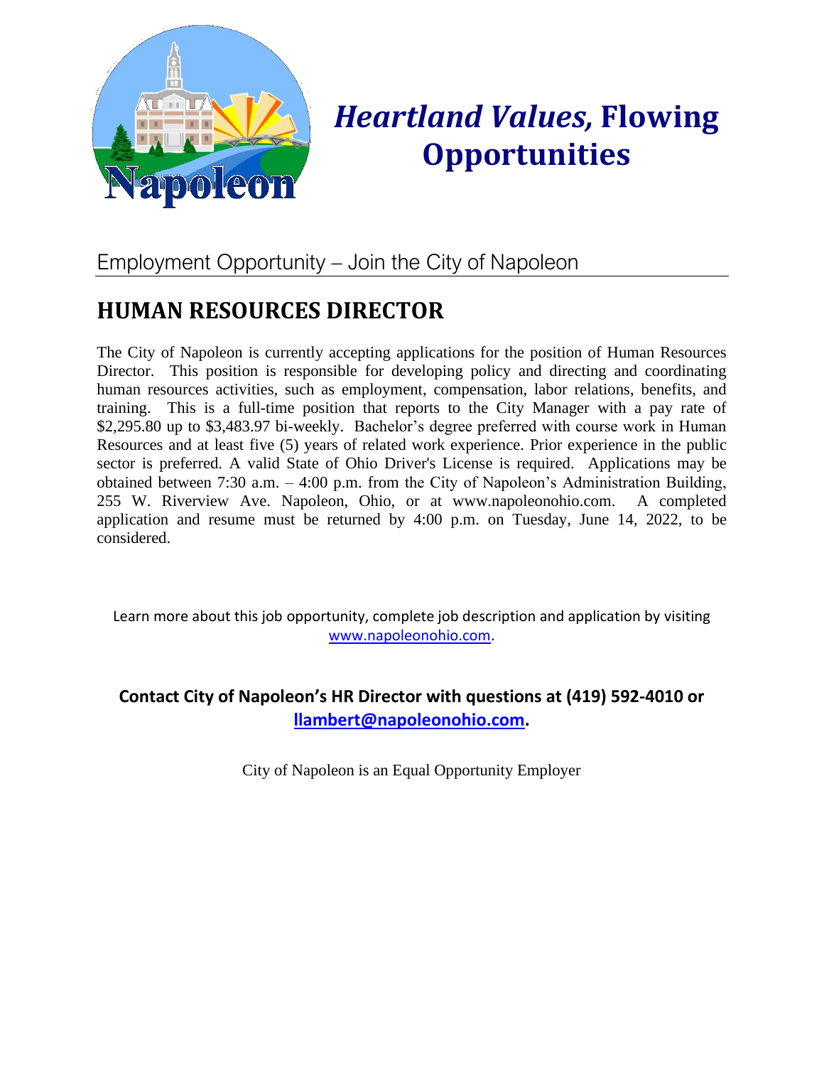# *Heartland Values,* Flowing Opportunities

## Employment Opportunity – Join the City of Napoleon

## HUMAN RESOURCES DIRECTOR

The City of Napoleon is currently accepting applications for the position of Human Resources Director. This position is responsible for developing policy and directing and coordinating human resources activities, such as employment, compensation, labor relations, benefits, and training. This is a full-time position that reports to the City Manager with a pay rate of $2,295.80 up to $3,483.97 bi-weekly. Bachelor's degree preferred with course work in Human Resources and at least five (5) years of related work experience. Prior experience in the public sector is preferred. A valid State of Ohio Driver's License is required. Applications may be obtained between 7:30 a.m. – 4:00 p.m. from the City of Napoleon's Administration Building, 255 W. Riverview Ave. Napoleon, Ohio, or at www.napoleonohio.com. A completed application and resume must be returned by 4:00 p.m. on Tuesday, June 14, 2022, to be considered.

Learn more about this job opportunity, complete job description and application by visiting www.napoleonohio.com.

**Contact City of Napoleon's HR Director with questions at (419) 592-4010 or llambert@napoleonohio.com.**

City of Napoleon is an Equal Opportunity Employer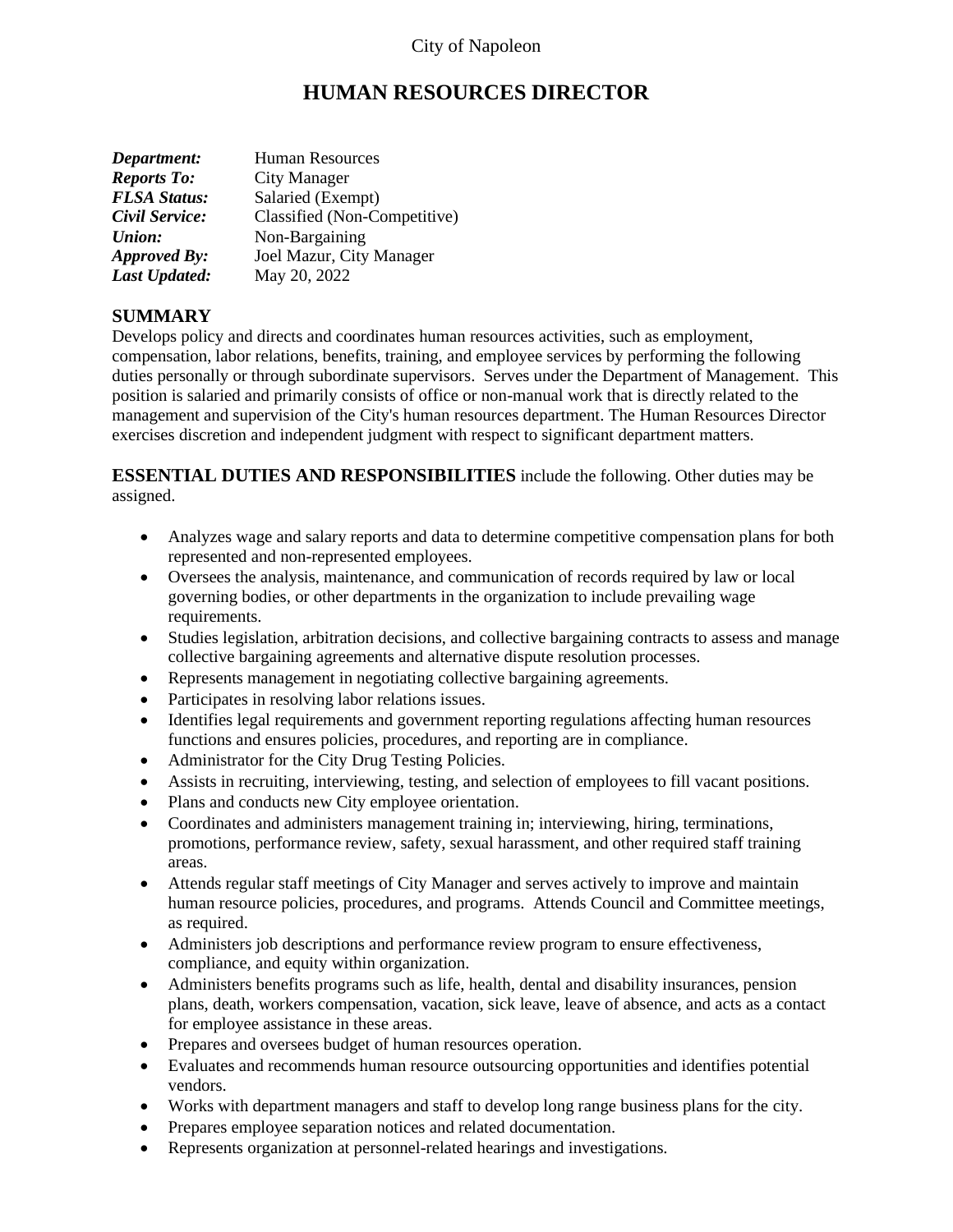City of Napoleon

# HUMAN RESOURCES DIRECTOR

***Department:*** Human Resources
***Reports To:*** City Manager
***FLSA Status:*** Salaried (Exempt)
***Civil Service:*** Classified (Non-Competitive)
***Union:*** Non-Bargaining
***Approved By:*** Joel Mazur, City Manager
***Last Updated:*** May 20, 2022

## SUMMARY

Develops policy and directs and coordinates human resources activities, such as employment, compensation, labor relations, benefits, training, and employee services by performing the following duties personally or through subordinate supervisors. Serves under the Department of Management. This position is salaried and primarily consists of office or non-manual work that is directly related to the management and supervision of the City's human resources department. The Human Resources Director exercises discretion and independent judgment with respect to significant department matters.

**ESSENTIAL DUTIES AND RESPONSIBILITIES** include the following. Other duties may be assigned.

- Analyzes wage and salary reports and data to determine competitive compensation plans for both represented and non-represented employees.
- Oversees the analysis, maintenance, and communication of records required by law or local governing bodies, or other departments in the organization to include prevailing wage requirements.
- Studies legislation, arbitration decisions, and collective bargaining contracts to assess and manage collective bargaining agreements and alternative dispute resolution processes.
- Represents management in negotiating collective bargaining agreements.
- Participates in resolving labor relations issues.
- Identifies legal requirements and government reporting regulations affecting human resources functions and ensures policies, procedures, and reporting are in compliance.
- Administrator for the City Drug Testing Policies.
- Assists in recruiting, interviewing, testing, and selection of employees to fill vacant positions.
- Plans and conducts new City employee orientation.
- Coordinates and administers management training in; interviewing, hiring, terminations, promotions, performance review, safety, sexual harassment, and other required staff training areas.
- Attends regular staff meetings of City Manager and serves actively to improve and maintain human resource policies, procedures, and programs. Attends Council and Committee meetings, as required.
- Administers job descriptions and performance review program to ensure effectiveness, compliance, and equity within organization.
- Administers benefits programs such as life, health, dental and disability insurances, pension plans, death, workers compensation, vacation, sick leave, leave of absence, and acts as a contact for employee assistance in these areas.
- Prepares and oversees budget of human resources operation.
- Evaluates and recommends human resource outsourcing opportunities and identifies potential vendors.
- Works with department managers and staff to develop long range business plans for the city.
- Prepares employee separation notices and related documentation.
- Represents organization at personnel-related hearings and investigations.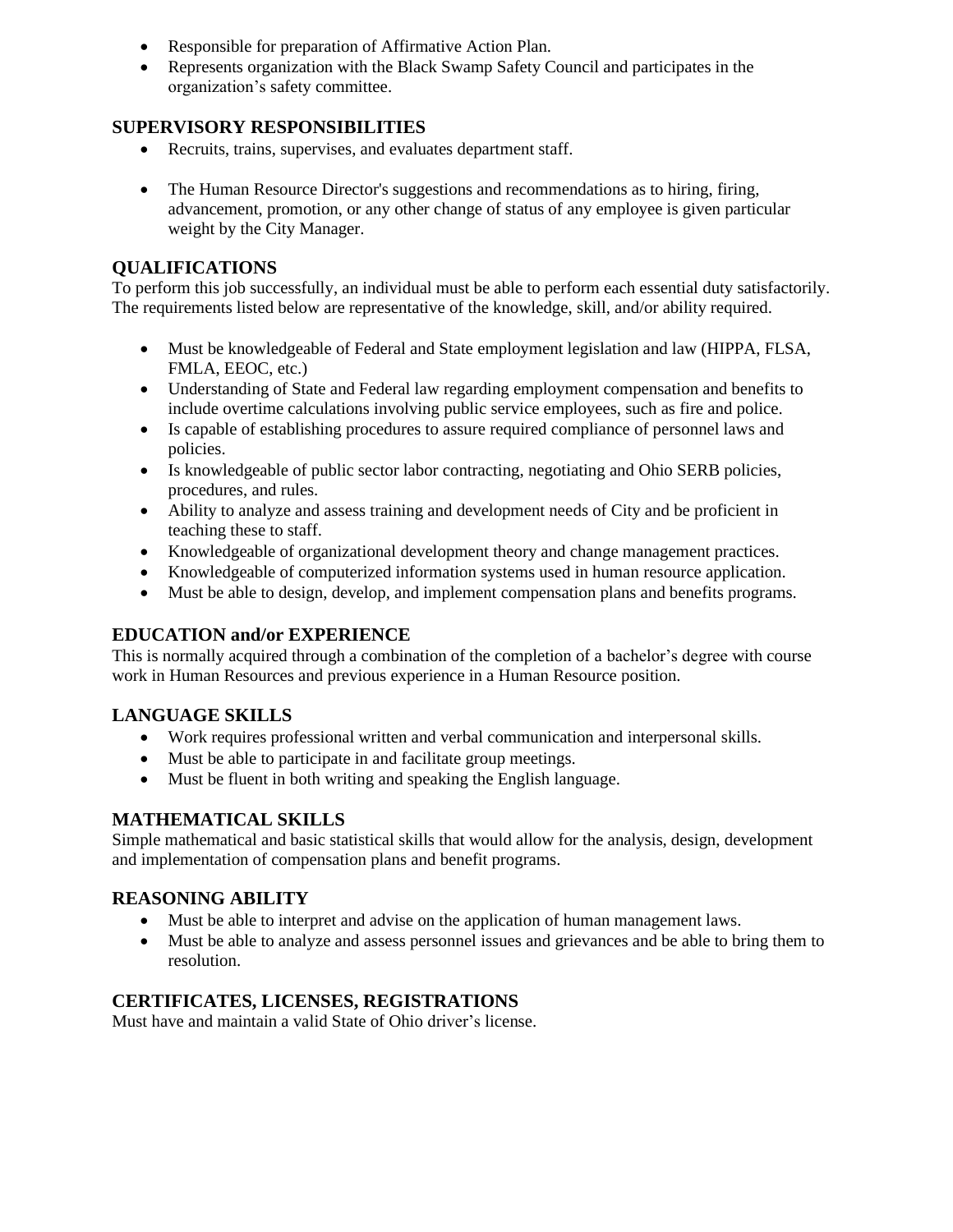- Responsible for preparation of Affirmative Action Plan.
- Represents organization with the Black Swamp Safety Council and participates in the organization's safety committee.

## SUPERVISORY RESPONSIBILITIES

- Recruits, trains, supervises, and evaluates department staff.
- The Human Resource Director's suggestions and recommendations as to hiring, firing, advancement, promotion, or any other change of status of any employee is given particular weight by the City Manager.

## QUALIFICATIONS

To perform this job successfully, an individual must be able to perform each essential duty satisfactorily. The requirements listed below are representative of the knowledge, skill, and/or ability required.

- Must be knowledgeable of Federal and State employment legislation and law (HIPPA, FLSA, FMLA, EEOC, etc.)
- Understanding of State and Federal law regarding employment compensation and benefits to include overtime calculations involving public service employees, such as fire and police.
- Is capable of establishing procedures to assure required compliance of personnel laws and policies.
- Is knowledgeable of public sector labor contracting, negotiating and Ohio SERB policies, procedures, and rules.
- Ability to analyze and assess training and development needs of City and be proficient in teaching these to staff.
- Knowledgeable of organizational development theory and change management practices.
- Knowledgeable of computerized information systems used in human resource application.
- Must be able to design, develop, and implement compensation plans and benefits programs.

## EDUCATION and/or EXPERIENCE

This is normally acquired through a combination of the completion of a bachelor's degree with course work in Human Resources and previous experience in a Human Resource position.

## LANGUAGE SKILLS

- Work requires professional written and verbal communication and interpersonal skills.
- Must be able to participate in and facilitate group meetings.
- Must be fluent in both writing and speaking the English language.

## MATHEMATICAL SKILLS

Simple mathematical and basic statistical skills that would allow for the analysis, design, development and implementation of compensation plans and benefit programs.

## REASONING ABILITY

- Must be able to interpret and advise on the application of human management laws.
- Must be able to analyze and assess personnel issues and grievances and be able to bring them to resolution.

## CERTIFICATES, LICENSES, REGISTRATIONS

Must have and maintain a valid State of Ohio driver's license.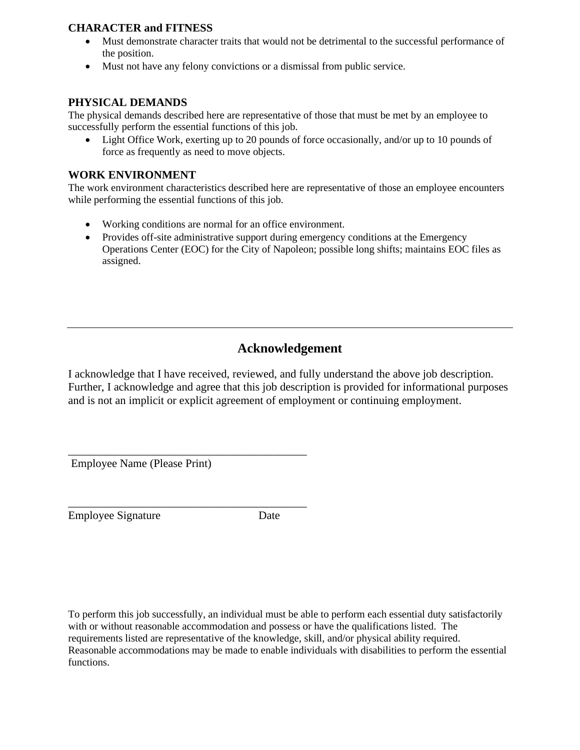**CHARACTER and FITNESS**

- Must demonstrate character traits that would not be detrimental to the successful performance of the position.
- Must not have any felony convictions or a dismissal from public service.

**PHYSICAL DEMANDS**

The physical demands described here are representative of those that must be met by an employee to successfully perform the essential functions of this job.

- Light Office Work, exerting up to 20 pounds of force occasionally, and/or up to 10 pounds of force as frequently as need to move objects.

**WORK ENVIRONMENT**

The work environment characteristics described here are representative of those an employee encounters while performing the essential functions of this job.

- Working conditions are normal for an office environment.
- Provides off-site administrative support during emergency conditions at the Emergency Operations Center (EOC) for the City of Napoleon; possible long shifts; maintains EOC files as assigned.

---

## Acknowledgement

I acknowledge that I have received, reviewed, and fully understand the above job description. Further, I acknowledge and agree that this job description is provided for informational purposes and is not an implicit or explicit agreement of employment or continuing employment.

_____________________________________________
Employee Name (Please Print)

_____________________________________________
Employee Signature Date

To perform this job successfully, an individual must be able to perform each essential duty satisfactorily with or without reasonable accommodation and possess or have the qualifications listed. The requirements listed are representative of the knowledge, skill, and/or physical ability required. Reasonable accommodations may be made to enable individuals with disabilities to perform the essential functions.